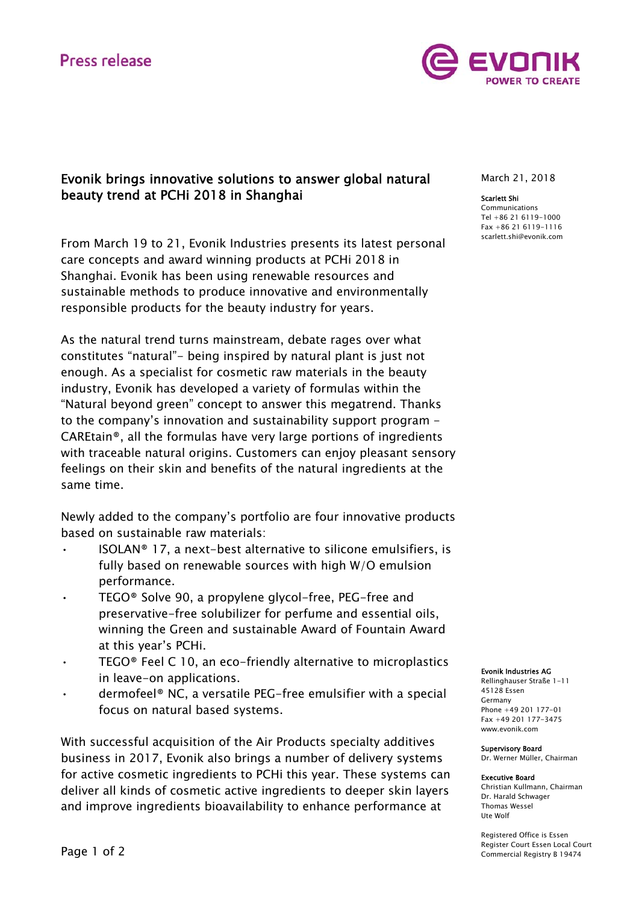Press release

# Evonik brings innovative solutions to answer global natural beauty trend at PCHi 2018 in Shanghai

March 21, 2018

**Scarlett Shi**
Communications
Tel +86 21 6119-1000
Fax +86 21 6119-1116
scarlett.shi@evonik.com

From March 19 to 21, Evonik Industries presents its latest personal care concepts and award winning products at PCHi 2018 in Shanghai. Evonik has been using renewable resources and sustainable methods to produce innovative and environmentally responsible products for the beauty industry for years.

As the natural trend turns mainstream, debate rages over what constitutes "natural"- being inspired by natural plant is just not enough. As a specialist for cosmetic raw materials in the beauty industry, Evonik has developed a variety of formulas within the "Natural beyond green" concept to answer this megatrend. Thanks to the company's innovation and sustainability support program - CAREtain®, all the formulas have very large portions of ingredients with traceable natural origins. Customers can enjoy pleasant sensory feelings on their skin and benefits of the natural ingredients at the same time.

Newly added to the company's portfolio are four innovative products based on sustainable raw materials:

- ISOLAN® 17, a next-best alternative to silicone emulsifiers, is fully based on renewable sources with high W/O emulsion performance.
- TEGO® Solve 90, a propylene glycol-free, PEG-free and preservative-free solubilizer for perfume and essential oils, winning the Green and sustainable Award of Fountain Award at this year's PCHi.
- TEGO® Feel C 10, an eco-friendly alternative to microplastics in leave-on applications.
- dermofeel® NC, a versatile PEG-free emulsifier with a special focus on natural based systems.

With successful acquisition of the Air Products specialty additives business in 2017, Evonik also brings a number of delivery systems for active cosmetic ingredients to PCHi this year. These systems can deliver all kinds of cosmetic active ingredients to deeper skin layers and improve ingredients bioavailability to enhance performance at

**Evonik Industries AG**
Rellinghauser Straße 1-11
45128 Essen
Germany
Phone +49 201 177-01
Fax +49 201 177-3475
www.evonik.com

**Supervisory Board**
Dr. Werner Müller, Chairman

**Executive Board**
Christian Kullmann, Chairman
Dr. Harald Schwager
Thomas Wessel
Ute Wolf

Registered Office is Essen
Register Court Essen Local Court
Commercial Registry B 19474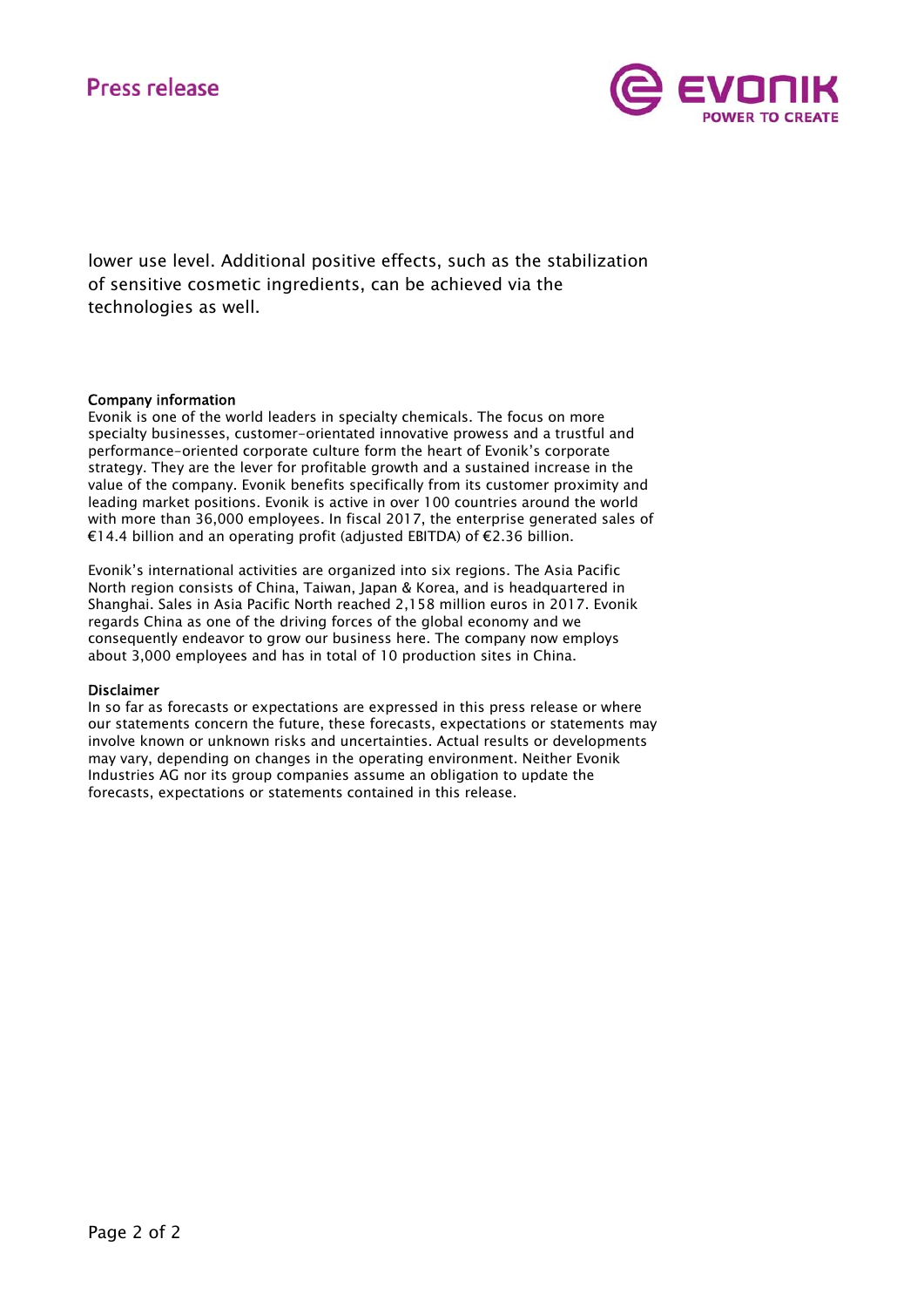lower use level. Additional positive effects, such as the stabilization of sensitive cosmetic ingredients, can be achieved via the technologies as well.

**Company information**
Evonik is one of the world leaders in specialty chemicals. The focus on more specialty businesses, customer-orientated innovative prowess and a trustful and performance-oriented corporate culture form the heart of Evonik's corporate strategy. They are the lever for profitable growth and a sustained increase in the value of the company. Evonik benefits specifically from its customer proximity and leading market positions. Evonik is active in over 100 countries around the world with more than 36,000 employees. In fiscal 2017, the enterprise generated sales of €14.4 billion and an operating profit (adjusted EBITDA) of €2.36 billion.

Evonik's international activities are organized into six regions. The Asia Pacific North region consists of China, Taiwan, Japan & Korea, and is headquartered in Shanghai. Sales in Asia Pacific North reached 2,158 million euros in 2017. Evonik regards China as one of the driving forces of the global economy and we consequently endeavor to grow our business here. The company now employs about 3,000 employees and has in total of 10 production sites in China.

**Disclaimer**
In so far as forecasts or expectations are expressed in this press release or where our statements concern the future, these forecasts, expectations or statements may involve known or unknown risks and uncertainties. Actual results or developments may vary, depending on changes in the operating environment. Neither Evonik Industries AG nor its group companies assume an obligation to update the forecasts, expectations or statements contained in this release.